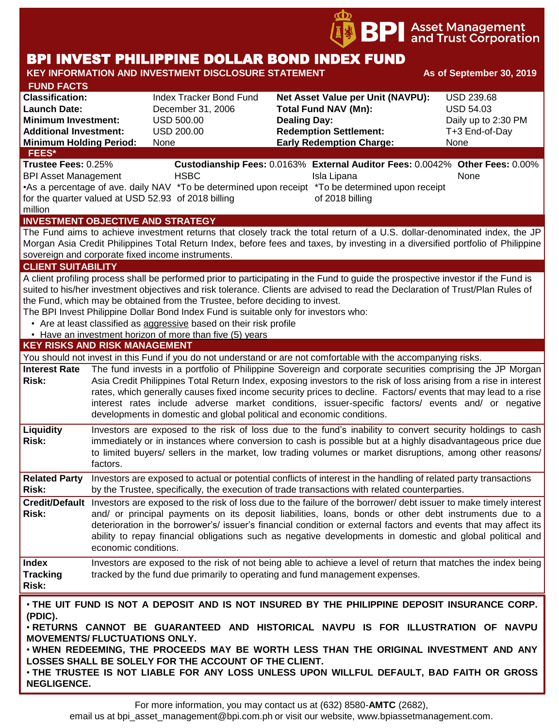BPI Asset Management and Trust Corporation

# BPI INVEST PHILIPPINE DOLLAR BOND INDEX FUND

**KEY INFORMATION AND INVESTMENT DISCLOSURE STATEMENT** — **As of September 30, 2019**

## FUND FACTS

| | | | |
|---|---|---|---|
| **Classification:** | Index Tracker Bond Fund | **Net Asset Value per Unit (NAVPU):** | USD 239.68 |
| **Launch Date:** | December 31, 2006 | **Total Fund NAV (Mn):** | USD 54.03 |
| **Minimum Investment:** | USD 500.00 | **Dealing Day:** | Daily up to 2:30 PM |
| **Additional Investment:** | USD 200.00 | **Redemption Settlement:** | T+3 End-of-Day |
| **Minimum Holding Period:** | None | **Early Redemption Charge:** | None |

## FEES*

| **Trustee Fees:** 0.25% | **Custodianship Fees:** 0.0163% | **External Auditor Fees:** 0.0042% | **Other Fees:** 0.00% |
|---|---|---|---|
| BPI Asset Management | HSBC | Isla Lipana | None |
| •As a percentage of ave. daily NAV for the quarter valued at USD 52.93 million | *To be determined upon receipt of 2018 billing | *To be determined upon receipt of 2018 billing | |

## INVESTMENT OBJECTIVE AND STRATEGY

The Fund aims to achieve investment returns that closely track the total return of a U.S. dollar-denominated index, the JP Morgan Asia Credit Philippines Total Return Index, before fees and taxes, by investing in a diversified portfolio of Philippine sovereign and corporate fixed income instruments.

## CLIENT SUITABILITY

A client profiling process shall be performed prior to participating in the Fund to guide the prospective investor if the Fund is suited to his/her investment objectives and risk tolerance. Clients are advised to read the Declaration of Trust/Plan Rules of the Fund, which may be obtained from the Trustee, before deciding to invest.

The BPI Invest Philippine Dollar Bond Index Fund is suitable only for investors who:

- Are at least classified as aggressive based on their risk profile
- Have an investment horizon of more than five (5) years

## KEY RISKS AND RISK MANAGEMENT

You should not invest in this Fund if you do not understand or are not comfortable with the accompanying risks.

**Interest Rate Risk:** The fund invests in a portfolio of Philippine Sovereign and corporate securities comprising the JP Morgan Asia Credit Philippines Total Return Index, exposing investors to the risk of loss arising from a rise in interest rates, which generally causes fixed income security prices to decline. Factors/ events that may lead to a rise interest rates include adverse market conditions, issuer-specific factors/ events and/ or negative developments in domestic and global political and economic conditions.

**Liquidity Risk:** Investors are exposed to the risk of loss due to the fund's inability to convert security holdings to cash immediately or in instances where conversion to cash is possible but at a highly disadvantageous price due to limited buyers/ sellers in the market, low trading volumes or market disruptions, among other reasons/ factors.

**Related Party Risk:** Investors are exposed to actual or potential conflicts of interest in the handling of related party transactions by the Trustee, specifically, the execution of trade transactions with related counterparties.

**Credit/Default Risk:** Investors are exposed to the risk of loss due to the failure of the borrower/ debt issuer to make timely interest and/ or principal payments on its deposit liabilities, loans, bonds or other debt instruments due to a deterioration in the borrower's/ issuer's financial condition or external factors and events that may affect its ability to repay financial obligations such as negative developments in domestic and global political and economic conditions.

**Index Tracking Risk:** Investors are exposed to the risk of not being able to achieve a level of return that matches the index being tracked by the fund due primarily to operating and fund management expenses.

- **THE UIT FUND IS NOT A DEPOSIT AND IS NOT INSURED BY THE PHILIPPINE DEPOSIT INSURANCE CORP. (PDIC).**
- **RETURNS CANNOT BE GUARANTEED AND HISTORICAL NAVPU IS FOR ILLUSTRATION OF NAVPU MOVEMENTS/ FLUCTUATIONS ONLY.**
- **WHEN REDEEMING, THE PROCEEDS MAY BE WORTH LESS THAN THE ORIGINAL INVESTMENT AND ANY LOSSES SHALL BE SOLELY FOR THE ACCOUNT OF THE CLIENT.**
- **THE TRUSTEE IS NOT LIABLE FOR ANY LOSS UNLESS UPON WILLFUL DEFAULT, BAD FAITH OR GROSS NEGLIGENCE.**

For more information, you may contact us at (632) 8580-**AMTC** (2682), email us at bpi_asset_management@bpi.com.ph or visit our website, www.bpiassetmanagement.com.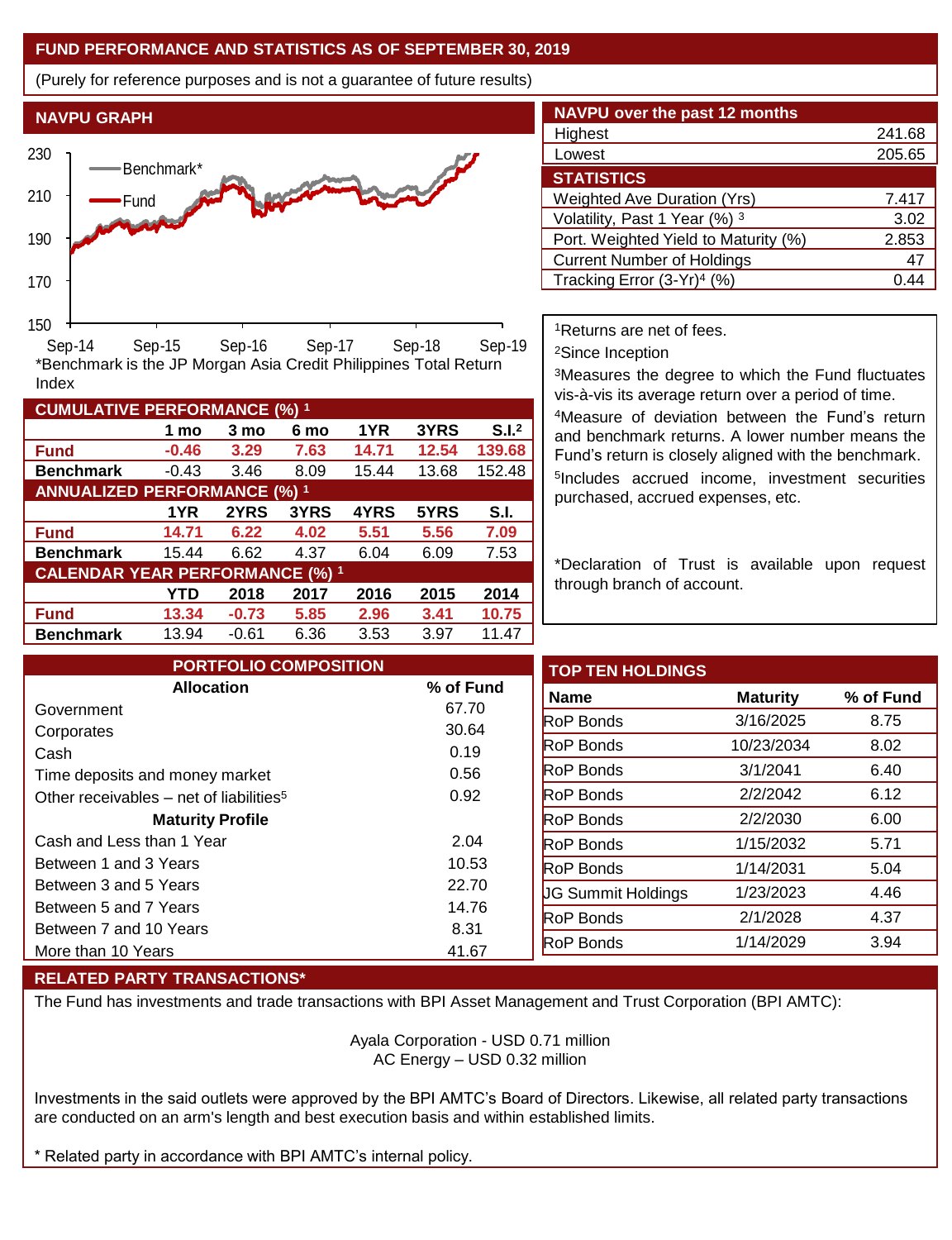## FUND PERFORMANCE AND STATISTICS AS OF SEPTEMBER 30, 2019

(Purely for reference purposes and is not a guarantee of future results)

### NAVPU GRAPH

*Benchmark is the JP Morgan Asia Credit Philippines Total Return Index

### NAVPU over the past 12 months

| | |
|---|---|
| Highest | 241.68 |
| Lowest | 205.65 |

### STATISTICS

| | |
|---|---|
| Weighted Ave Duration (Yrs) | 7.417 |
| Volatility, Past 1 Year (%) [3] | 3.02 |
| Port. Weighted Yield to Maturity (%) | 2.853 |
| Current Number of Holdings | 47 |
| Tracking Error (3-Yr)[4] (%) | 0.44 |

[1]Returns are net of fees.

[2]Since Inception

[3]Measures the degree to which the Fund fluctuates vis-à-vis its average return over a period of time.

[4]Measure of deviation between the Fund's return and benchmark returns. A lower number means the Fund's return is closely aligned with the benchmark.

[5]Includes accrued income, investment securities purchased, accrued expenses, etc.

*Declaration of Trust is available upon request through branch of account.

### CUMULATIVE PERFORMANCE (%) [1]

| | 1 mo | 3 mo | 6 mo | 1YR | 3YRS | S.I.[2] |
|---|---|---|---|---|---|---|
| **Fund** | **-0.46** | **3.29** | **7.63** | **14.71** | **12.54** | **139.68** |
| **Benchmark** | -0.43 | 3.46 | 8.09 | 15.44 | 13.68 | 152.48 |

### ANNUALIZED PERFORMANCE (%) [1]

| | 1YR | 2YRS | 3YRS | 4YRS | 5YRS | S.I. |
|---|---|---|---|---|---|---|
| **Fund** | **14.71** | **6.22** | **4.02** | **5.51** | **5.56** | **7.09** |
| **Benchmark** | 15.44 | 6.62 | 4.37 | 6.04 | 6.09 | 7.53 |

### CALENDAR YEAR PERFORMANCE (%) [1]

| | YTD | 2018 | 2017 | 2016 | 2015 | 2014 |
|---|---|---|---|---|---|---|
| **Fund** | **13.34** | **-0.73** | **5.85** | **2.96** | **3.41** | **10.75** |
| **Benchmark** | 13.94 | -0.61 | 6.36 | 3.53 | 3.97 | 11.47 |

### PORTFOLIO COMPOSITION

| Allocation | % of Fund |
|---|---|
| Government | 67.70 |
| Corporates | 30.64 |
| Cash | 0.19 |
| Time deposits and money market | 0.56 |
| Other receivables – net of liabilities[5] | 0.92 |
| **Maturity Profile** | |
| Cash and Less than 1 Year | 2.04 |
| Between 1 and 3 Years | 10.53 |
| Between 3 and 5 Years | 22.70 |
| Between 5 and 7 Years | 14.76 |
| Between 7 and 10 Years | 8.31 |
| More than 10 Years | 41.67 |

### TOP TEN HOLDINGS

| Name | Maturity | % of Fund |
|---|---|---|
| RoP Bonds | 3/16/2025 | 8.75 |
| RoP Bonds | 10/23/2034 | 8.02 |
| RoP Bonds | 3/1/2041 | 6.40 |
| RoP Bonds | 2/2/2042 | 6.12 |
| RoP Bonds | 2/2/2030 | 6.00 |
| RoP Bonds | 1/15/2032 | 5.71 |
| RoP Bonds | 1/14/2031 | 5.04 |
| JG Summit Holdings | 1/23/2023 | 4.46 |
| RoP Bonds | 2/1/2028 | 4.37 |
| RoP Bonds | 1/14/2029 | 3.94 |

### RELATED PARTY TRANSACTIONS*

The Fund has investments and trade transactions with BPI Asset Management and Trust Corporation (BPI AMTC):

Ayala Corporation - USD 0.71 million
AC Energy – USD 0.32 million

Investments in the said outlets were approved by the BPI AMTC's Board of Directors. Likewise, all related party transactions are conducted on an arm's length and best execution basis and within established limits.

* Related party in accordance with BPI AMTC's internal policy.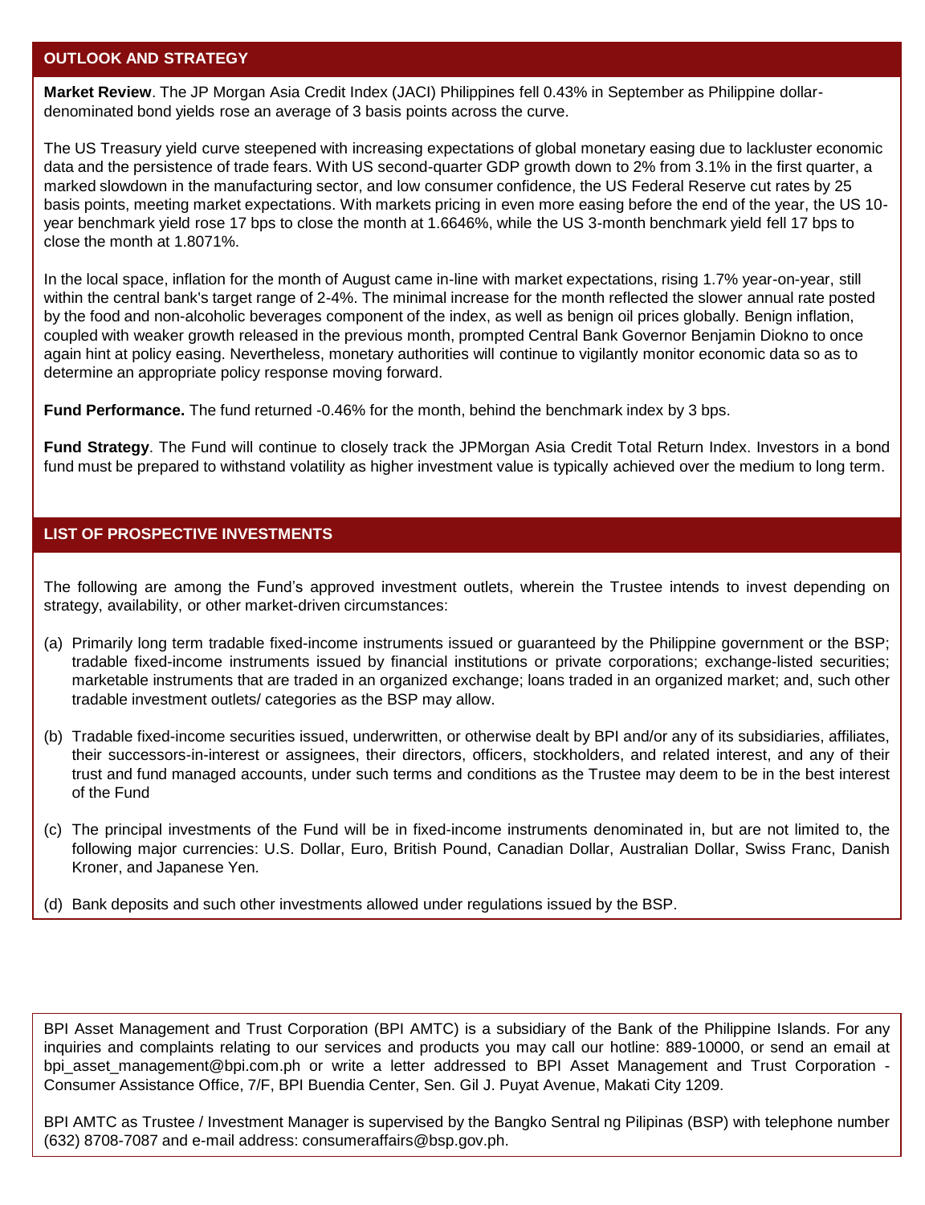## OUTLOOK AND STRATEGY

**Market Review**. The JP Morgan Asia Credit Index (JACI) Philippines fell 0.43% in September as Philippine dollar-denominated bond yields rose an average of 3 basis points across the curve.

The US Treasury yield curve steepened with increasing expectations of global monetary easing due to lackluster economic data and the persistence of trade fears. With US second-quarter GDP growth down to 2% from 3.1% in the first quarter, a marked slowdown in the manufacturing sector, and low consumer confidence, the US Federal Reserve cut rates by 25 basis points, meeting market expectations. With markets pricing in even more easing before the end of the year, the US 10-year benchmark yield rose 17 bps to close the month at 1.6646%, while the US 3-month benchmark yield fell 17 bps to close the month at 1.8071%.

In the local space, inflation for the month of August came in-line with market expectations, rising 1.7% year-on-year, still within the central bank's target range of 2-4%. The minimal increase for the month reflected the slower annual rate posted by the food and non-alcoholic beverages component of the index, as well as benign oil prices globally. Benign inflation, coupled with weaker growth released in the previous month, prompted Central Bank Governor Benjamin Diokno to once again hint at policy easing. Nevertheless, monetary authorities will continue to vigilantly monitor economic data so as to determine an appropriate policy response moving forward.

**Fund Performance.** The fund returned -0.46% for the month, behind the benchmark index by 3 bps.

**Fund Strategy**. The Fund will continue to closely track the JPMorgan Asia Credit Total Return Index. Investors in a bond fund must be prepared to withstand volatility as higher investment value is typically achieved over the medium to long term.

## LIST OF PROSPECTIVE INVESTMENTS

The following are among the Fund's approved investment outlets, wherein the Trustee intends to invest depending on strategy, availability, or other market-driven circumstances:

(a) Primarily long term tradable fixed-income instruments issued or guaranteed by the Philippine government or the BSP; tradable fixed-income instruments issued by financial institutions or private corporations; exchange-listed securities; marketable instruments that are traded in an organized exchange; loans traded in an organized market; and, such other tradable investment outlets/ categories as the BSP may allow.

(b) Tradable fixed-income securities issued, underwritten, or otherwise dealt by BPI and/or any of its subsidiaries, affiliates, their successors-in-interest or assignees, their directors, officers, stockholders, and related interest, and any of their trust and fund managed accounts, under such terms and conditions as the Trustee may deem to be in the best interest of the Fund

(c) The principal investments of the Fund will be in fixed-income instruments denominated in, but are not limited to, the following major currencies: U.S. Dollar, Euro, British Pound, Canadian Dollar, Australian Dollar, Swiss Franc, Danish Kroner, and Japanese Yen.

(d) Bank deposits and such other investments allowed under regulations issued by the BSP.

BPI Asset Management and Trust Corporation (BPI AMTC) is a subsidiary of the Bank of the Philippine Islands. For any inquiries and complaints relating to our services and products you may call our hotline: 889-10000, or send an email at bpi_asset_management@bpi.com.ph or write a letter addressed to BPI Asset Management and Trust Corporation - Consumer Assistance Office, 7/F, BPI Buendia Center, Sen. Gil J. Puyat Avenue, Makati City 1209.

BPI AMTC as Trustee / Investment Manager is supervised by the Bangko Sentral ng Pilipinas (BSP) with telephone number (632) 8708-7087 and e-mail address: consumeraffairs@bsp.gov.ph.